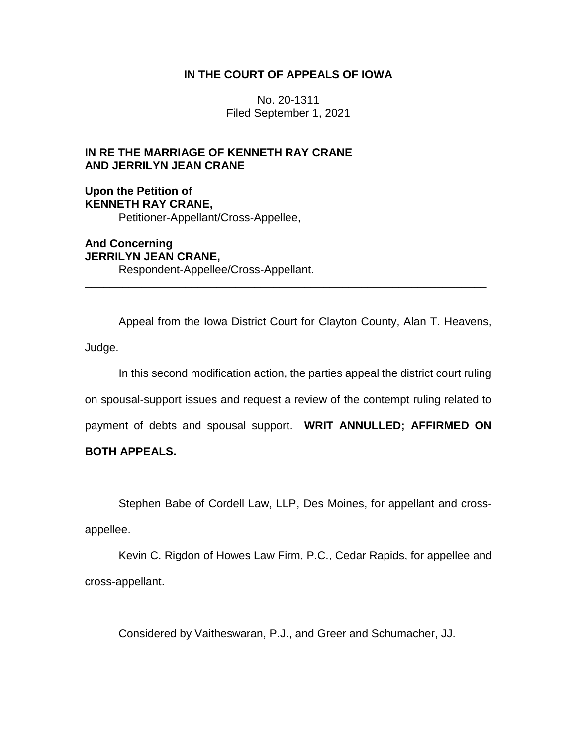**IN THE COURT OF APPEALS OF IOWA**

No. 20-1311
Filed September 1, 2021

**IN RE THE MARRIAGE OF KENNETH RAY CRANE AND JERRILYN JEAN CRANE**

**Upon the Petition of**
**KENNETH RAY CRANE,**
Petitioner-Appellant/Cross-Appellee,

**And Concerning**
**JERRILYN JEAN CRANE,**
Respondent-Appellee/Cross-Appellant.

---

Appeal from the Iowa District Court for Clayton County, Alan T. Heavens, Judge.

In this second modification action, the parties appeal the district court ruling on spousal-support issues and request a review of the contempt ruling related to payment of debts and spousal support. **WRIT ANNULLED; AFFIRMED ON BOTH APPEALS.**

Stephen Babe of Cordell Law, LLP, Des Moines, for appellant and cross-appellee.

Kevin C. Rigdon of Howes Law Firm, P.C., Cedar Rapids, for appellee and cross-appellant.

Considered by Vaitheswaran, P.J., and Greer and Schumacher, JJ.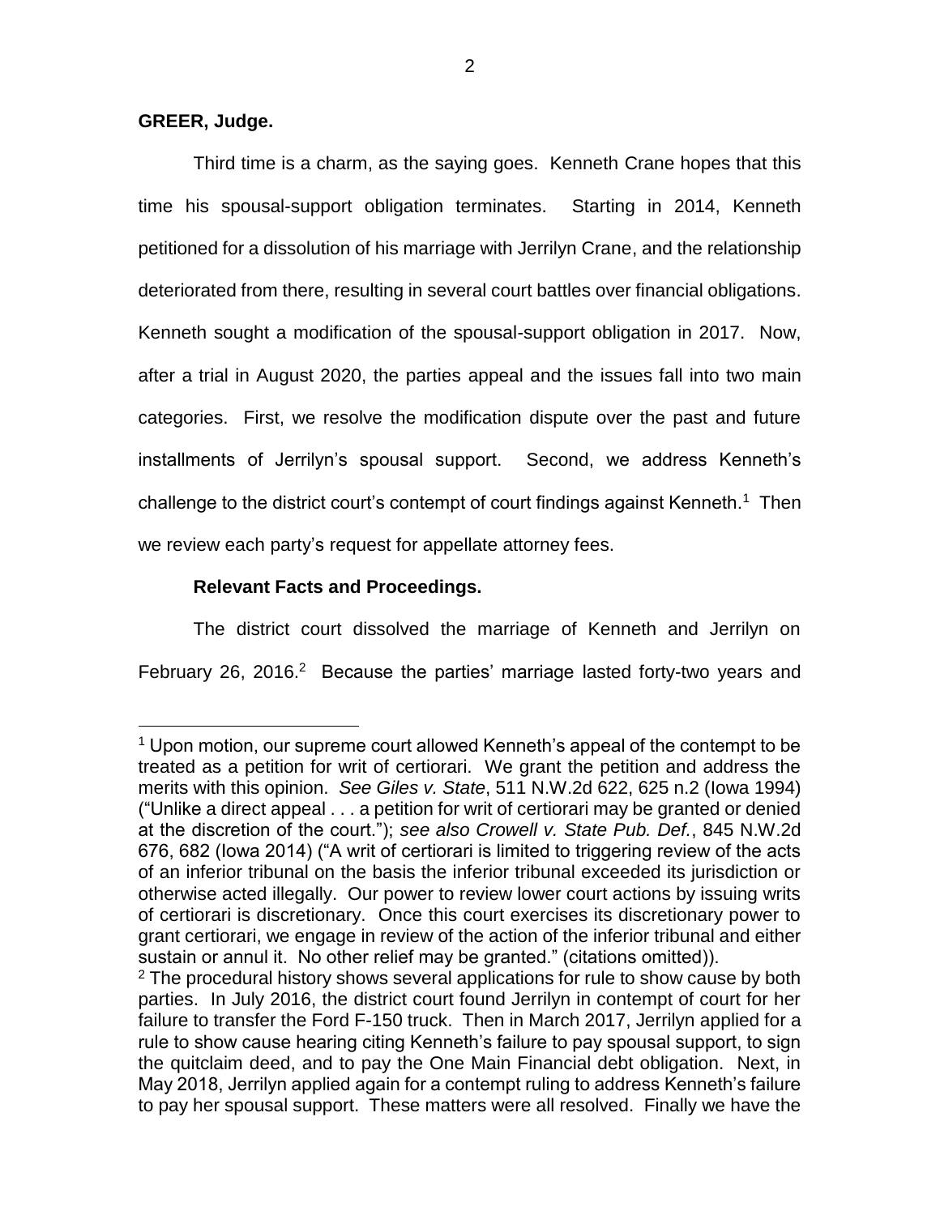**GREER, Judge.**

Third time is a charm, as the saying goes. Kenneth Crane hopes that this time his spousal-support obligation terminates. Starting in 2014, Kenneth petitioned for a dissolution of his marriage with Jerrilyn Crane, and the relationship deteriorated from there, resulting in several court battles over financial obligations. Kenneth sought a modification of the spousal-support obligation in 2017. Now, after a trial in August 2020, the parties appeal and the issues fall into two main categories. First, we resolve the modification dispute over the past and future installments of Jerrilyn's spousal support. Second, we address Kenneth's challenge to the district court's contempt of court findings against Kenneth.[1] Then we review each party's request for appellate attorney fees.

**Relevant Facts and Proceedings.**

The district court dissolved the marriage of Kenneth and Jerrilyn on February 26, 2016.[2] Because the parties' marriage lasted forty-two years and

---

[1] Upon motion, our supreme court allowed Kenneth's appeal of the contempt to be treated as a petition for writ of certiorari. We grant the petition and address the merits with this opinion. *See Giles v. State*, 511 N.W.2d 622, 625 n.2 (Iowa 1994) ("Unlike a direct appeal . . . a petition for writ of certiorari may be granted or denied at the discretion of the court."); *see also Crowell v. State Pub. Def.*, 845 N.W.2d 676, 682 (Iowa 2014) ("A writ of certiorari is limited to triggering review of the acts of an inferior tribunal on the basis the inferior tribunal exceeded its jurisdiction or otherwise acted illegally. Our power to review lower court actions by issuing writs of certiorari is discretionary. Once this court exercises its discretionary power to grant certiorari, we engage in review of the action of the inferior tribunal and either sustain or annul it. No other relief may be granted." (citations omitted)).

[2] The procedural history shows several applications for rule to show cause by both parties. In July 2016, the district court found Jerrilyn in contempt of court for her failure to transfer the Ford F-150 truck. Then in March 2017, Jerrilyn applied for a rule to show cause hearing citing Kenneth's failure to pay spousal support, to sign the quitclaim deed, and to pay the One Main Financial debt obligation. Next, in May 2018, Jerrilyn applied again for a contempt ruling to address Kenneth's failure to pay her spousal support. These matters were all resolved. Finally we have the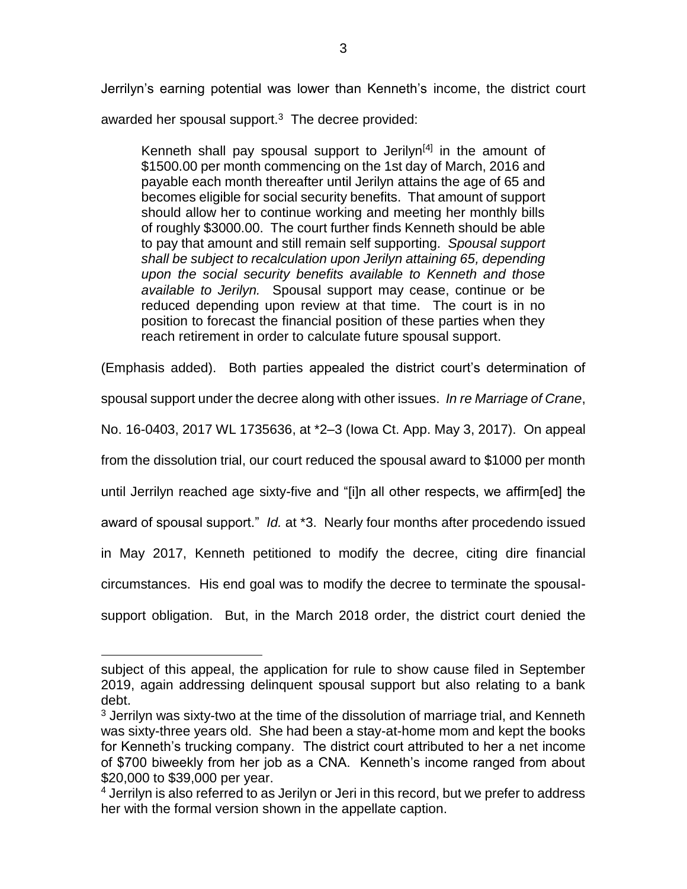Jerrilyn's earning potential was lower than Kenneth's income, the district court awarded her spousal support.[3] The decree provided:

> Kenneth shall pay spousal support to Jerilyn[4] in the amount of $1500.00 per month commencing on the 1st day of March, 2016 and payable each month thereafter until Jerilyn attains the age of 65 and becomes eligible for social security benefits. That amount of support should allow her to continue working and meeting her monthly bills of roughly $3000.00. The court further finds Kenneth should be able to pay that amount and still remain self supporting. *Spousal support shall be subject to recalculation upon Jerilyn attaining 65, depending upon the social security benefits available to Kenneth and those available to Jerilyn.* Spousal support may cease, continue or be reduced depending upon review at that time. The court is in no position to forecast the financial position of these parties when they reach retirement in order to calculate future spousal support.

(Emphasis added). Both parties appealed the district court's determination of spousal support under the decree along with other issues. *In re Marriage of Crane*, No. 16-0403, 2017 WL 1735636, at *2–3 (Iowa Ct. App. May 3, 2017). On appeal from the dissolution trial, our court reduced the spousal award to $1000 per month until Jerrilyn reached age sixty-five and "[i]n all other respects, we affirm[ed] the award of spousal support." *Id.* at *3. Nearly four months after procedendo issued in May 2017, Kenneth petitioned to modify the decree, citing dire financial circumstances. His end goal was to modify the decree to terminate the spousal-support obligation. But, in the March 2018 order, the district court denied the

---

subject of this appeal, the application for rule to show cause filed in September 2019, again addressing delinquent spousal support but also relating to a bank debt.

[3] Jerrilyn was sixty-two at the time of the dissolution of marriage trial, and Kenneth was sixty-three years old. She had been a stay-at-home mom and kept the books for Kenneth's trucking company. The district court attributed to her a net income of $700 biweekly from her job as a CNA. Kenneth's income ranged from about $20,000 to $39,000 per year.

[4] Jerrilyn is also referred to as Jerilyn or Jeri in this record, but we prefer to address her with the formal version shown in the appellate caption.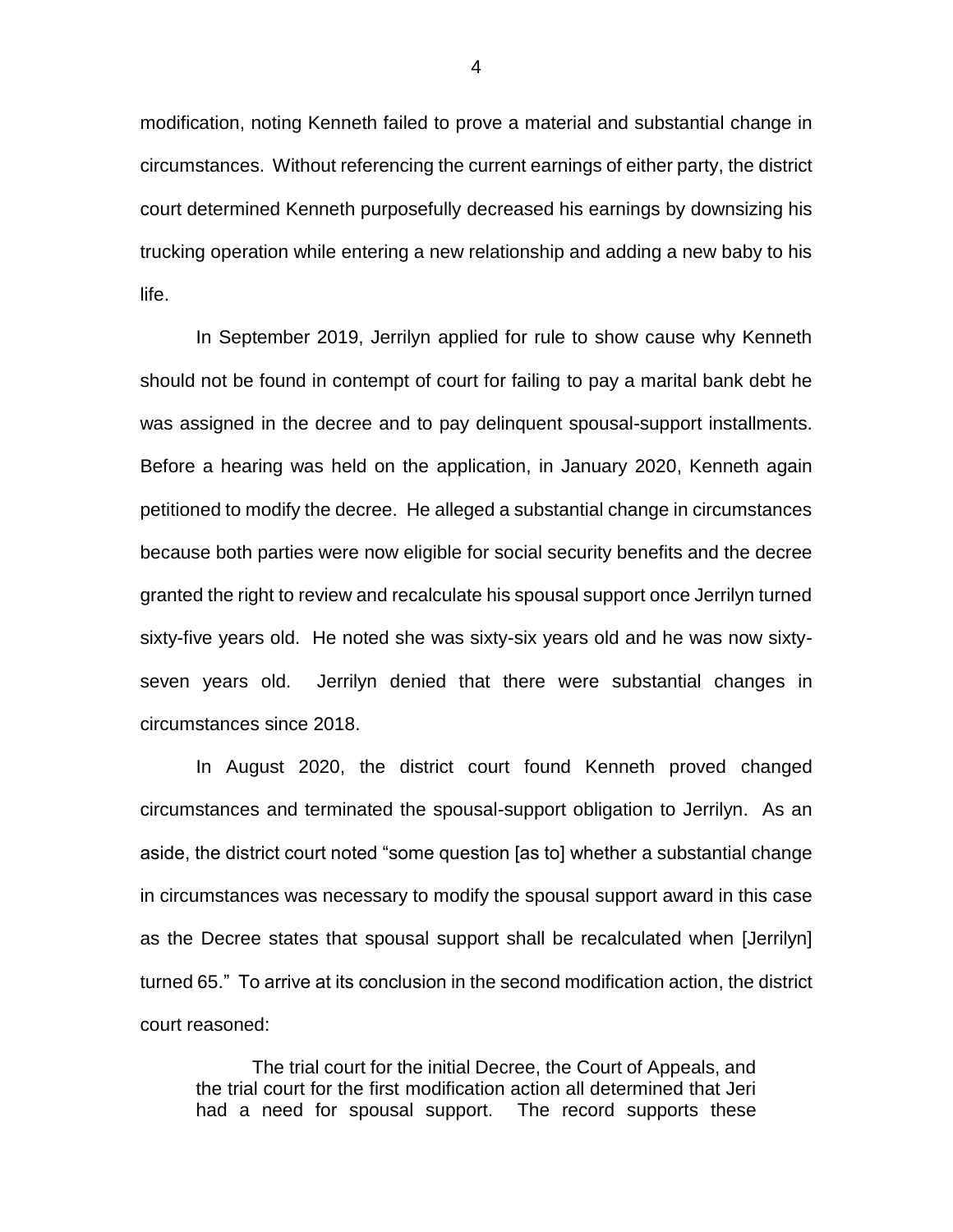modification, noting Kenneth failed to prove a material and substantial change in circumstances. Without referencing the current earnings of either party, the district court determined Kenneth purposefully decreased his earnings by downsizing his trucking operation while entering a new relationship and adding a new baby to his life.

In September 2019, Jerrilyn applied for rule to show cause why Kenneth should not be found in contempt of court for failing to pay a marital bank debt he was assigned in the decree and to pay delinquent spousal-support installments. Before a hearing was held on the application, in January 2020, Kenneth again petitioned to modify the decree. He alleged a substantial change in circumstances because both parties were now eligible for social security benefits and the decree granted the right to review and recalculate his spousal support once Jerrilyn turned sixty-five years old. He noted she was sixty-six years old and he was now sixty-seven years old. Jerrilyn denied that there were substantial changes in circumstances since 2018.

In August 2020, the district court found Kenneth proved changed circumstances and terminated the spousal-support obligation to Jerrilyn. As an aside, the district court noted "some question [as to] whether a substantial change in circumstances was necessary to modify the spousal support award in this case as the Decree states that spousal support shall be recalculated when [Jerrilyn] turned 65." To arrive at its conclusion in the second modification action, the district court reasoned:

> The trial court for the initial Decree, the Court of Appeals, and the trial court for the first modification action all determined that Jeri had a need for spousal support. The record supports these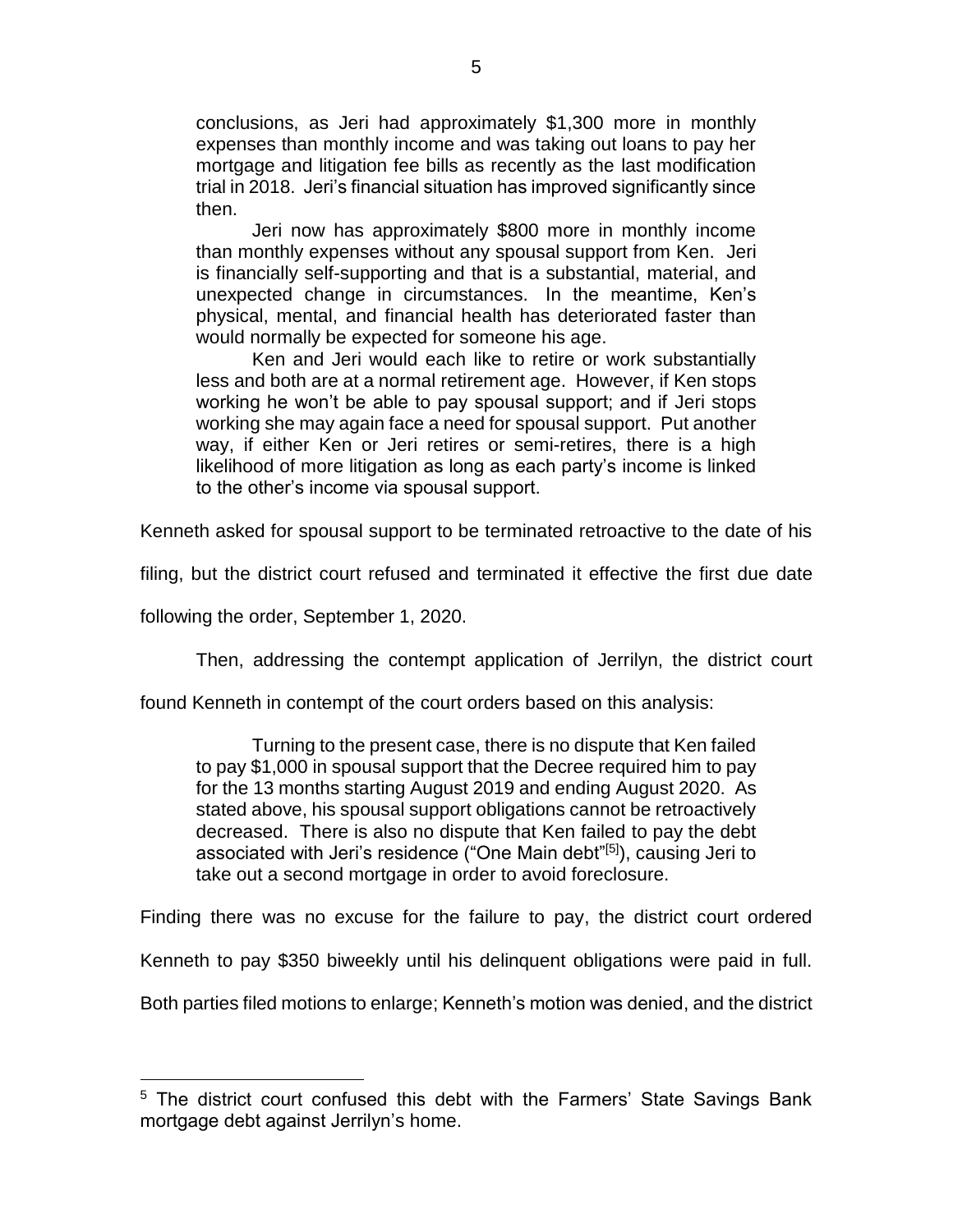> conclusions, as Jeri had approximately $1,300 more in monthly expenses than monthly income and was taking out loans to pay her mortgage and litigation fee bills as recently as the last modification trial in 2018. Jeri's financial situation has improved significantly since then.
>
> Jeri now has approximately $800 more in monthly income than monthly expenses without any spousal support from Ken. Jeri is financially self-supporting and that is a substantial, material, and unexpected change in circumstances. In the meantime, Ken's physical, mental, and financial health has deteriorated faster than would normally be expected for someone his age.
>
> Ken and Jeri would each like to retire or work substantially less and both are at a normal retirement age. However, if Ken stops working he won't be able to pay spousal support; and if Jeri stops working she may again face a need for spousal support. Put another way, if either Ken or Jeri retires or semi-retires, there is a high likelihood of more litigation as long as each party's income is linked to the other's income via spousal support.

Kenneth asked for spousal support to be terminated retroactive to the date of his filing, but the district court refused and terminated it effective the first due date following the order, September 1, 2020.

Then, addressing the contempt application of Jerrilyn, the district court found Kenneth in contempt of the court orders based on this analysis:

> Turning to the present case, there is no dispute that Ken failed to pay $1,000 in spousal support that the Decree required him to pay for the 13 months starting August 2019 and ending August 2020. As stated above, his spousal support obligations cannot be retroactively decreased. There is also no dispute that Ken failed to pay the debt associated with Jeri's residence ("One Main debt"[5]), causing Jeri to take out a second mortgage in order to avoid foreclosure.

Finding there was no excuse for the failure to pay, the district court ordered Kenneth to pay $350 biweekly until his delinquent obligations were paid in full. Both parties filed motions to enlarge; Kenneth's motion was denied, and the district

---

[5] The district court confused this debt with the Farmers' State Savings Bank mortgage debt against Jerrilyn's home.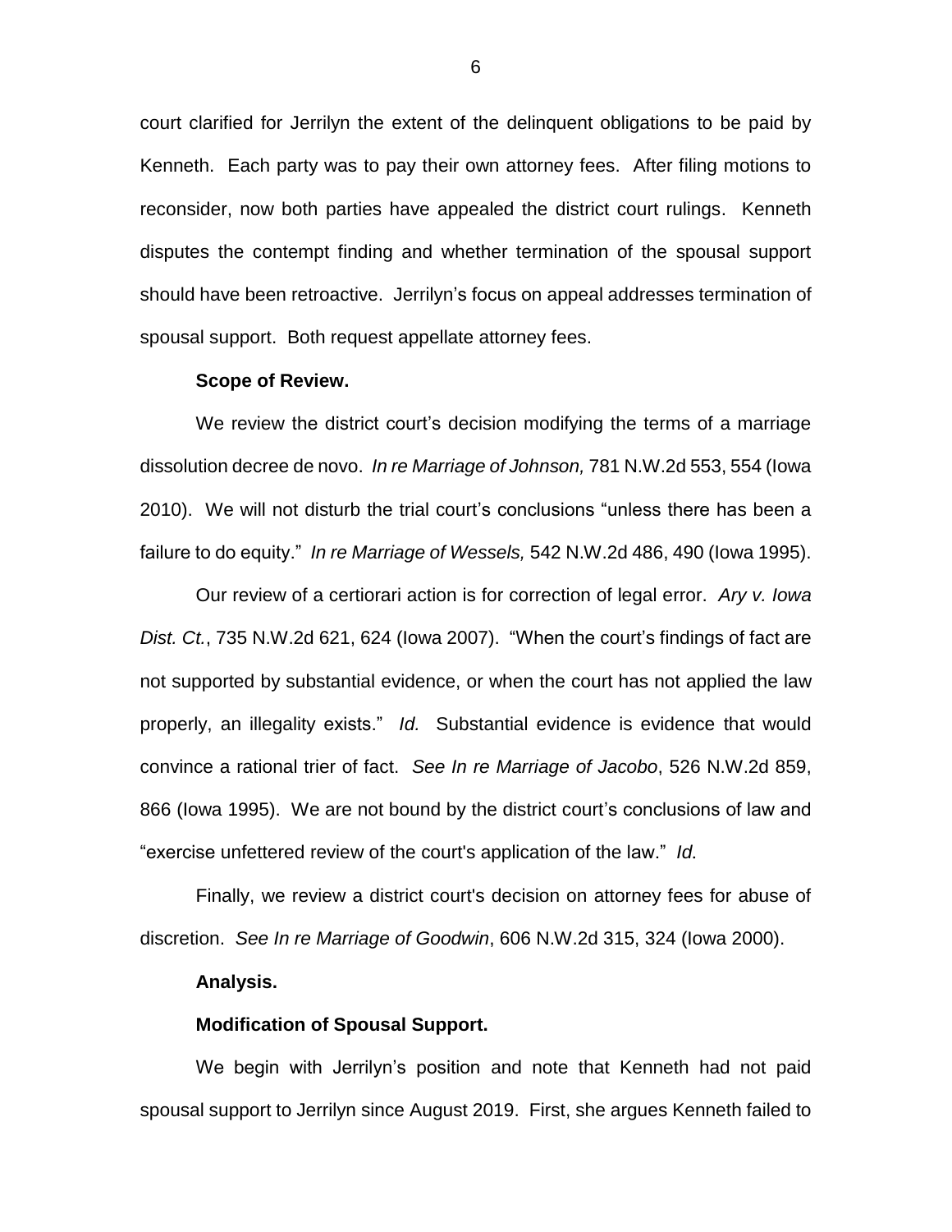court clarified for Jerrilyn the extent of the delinquent obligations to be paid by Kenneth. Each party was to pay their own attorney fees. After filing motions to reconsider, now both parties have appealed the district court rulings. Kenneth disputes the contempt finding and whether termination of the spousal support should have been retroactive. Jerrilyn's focus on appeal addresses termination of spousal support. Both request appellate attorney fees.

**Scope of Review.**

We review the district court's decision modifying the terms of a marriage dissolution decree de novo. *In re Marriage of Johnson,* 781 N.W.2d 553, 554 (Iowa 2010). We will not disturb the trial court's conclusions "unless there has been a failure to do equity." *In re Marriage of Wessels,* 542 N.W.2d 486, 490 (Iowa 1995).

Our review of a certiorari action is for correction of legal error. *Ary v. Iowa Dist. Ct.*, 735 N.W.2d 621, 624 (Iowa 2007). "When the court's findings of fact are not supported by substantial evidence, or when the court has not applied the law properly, an illegality exists." *Id.* Substantial evidence is evidence that would convince a rational trier of fact. *See In re Marriage of Jacobo*, 526 N.W.2d 859, 866 (Iowa 1995). We are not bound by the district court's conclusions of law and "exercise unfettered review of the court's application of the law." *Id.*

Finally, we review a district court's decision on attorney fees for abuse of discretion. *See In re Marriage of Goodwin*, 606 N.W.2d 315, 324 (Iowa 2000).

**Analysis.**

**Modification of Spousal Support.**

We begin with Jerrilyn's position and note that Kenneth had not paid spousal support to Jerrilyn since August 2019. First, she argues Kenneth failed to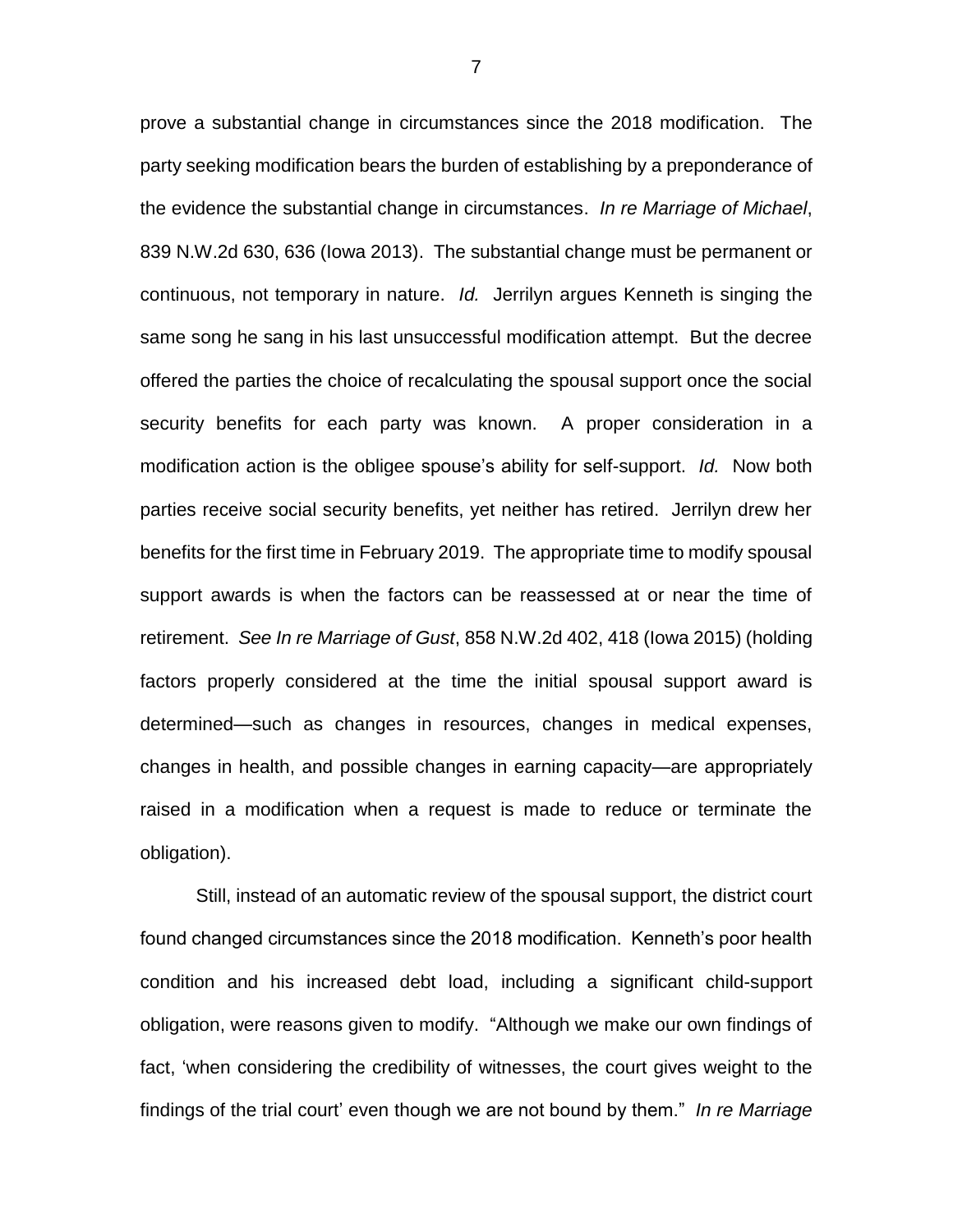prove a substantial change in circumstances since the 2018 modification. The party seeking modification bears the burden of establishing by a preponderance of the evidence the substantial change in circumstances. *In re Marriage of Michael*, 839 N.W.2d 630, 636 (Iowa 2013). The substantial change must be permanent or continuous, not temporary in nature. *Id.* Jerrilyn argues Kenneth is singing the same song he sang in his last unsuccessful modification attempt. But the decree offered the parties the choice of recalculating the spousal support once the social security benefits for each party was known. A proper consideration in a modification action is the obligee spouse's ability for self-support. *Id.* Now both parties receive social security benefits, yet neither has retired. Jerrilyn drew her benefits for the first time in February 2019. The appropriate time to modify spousal support awards is when the factors can be reassessed at or near the time of retirement. *See In re Marriage of Gust*, 858 N.W.2d 402, 418 (Iowa 2015) (holding factors properly considered at the time the initial spousal support award is determined—such as changes in resources, changes in medical expenses, changes in health, and possible changes in earning capacity—are appropriately raised in a modification when a request is made to reduce or terminate the obligation).

Still, instead of an automatic review of the spousal support, the district court found changed circumstances since the 2018 modification. Kenneth's poor health condition and his increased debt load, including a significant child-support obligation, were reasons given to modify. "Although we make our own findings of fact, 'when considering the credibility of witnesses, the court gives weight to the findings of the trial court' even though we are not bound by them." *In re Marriage*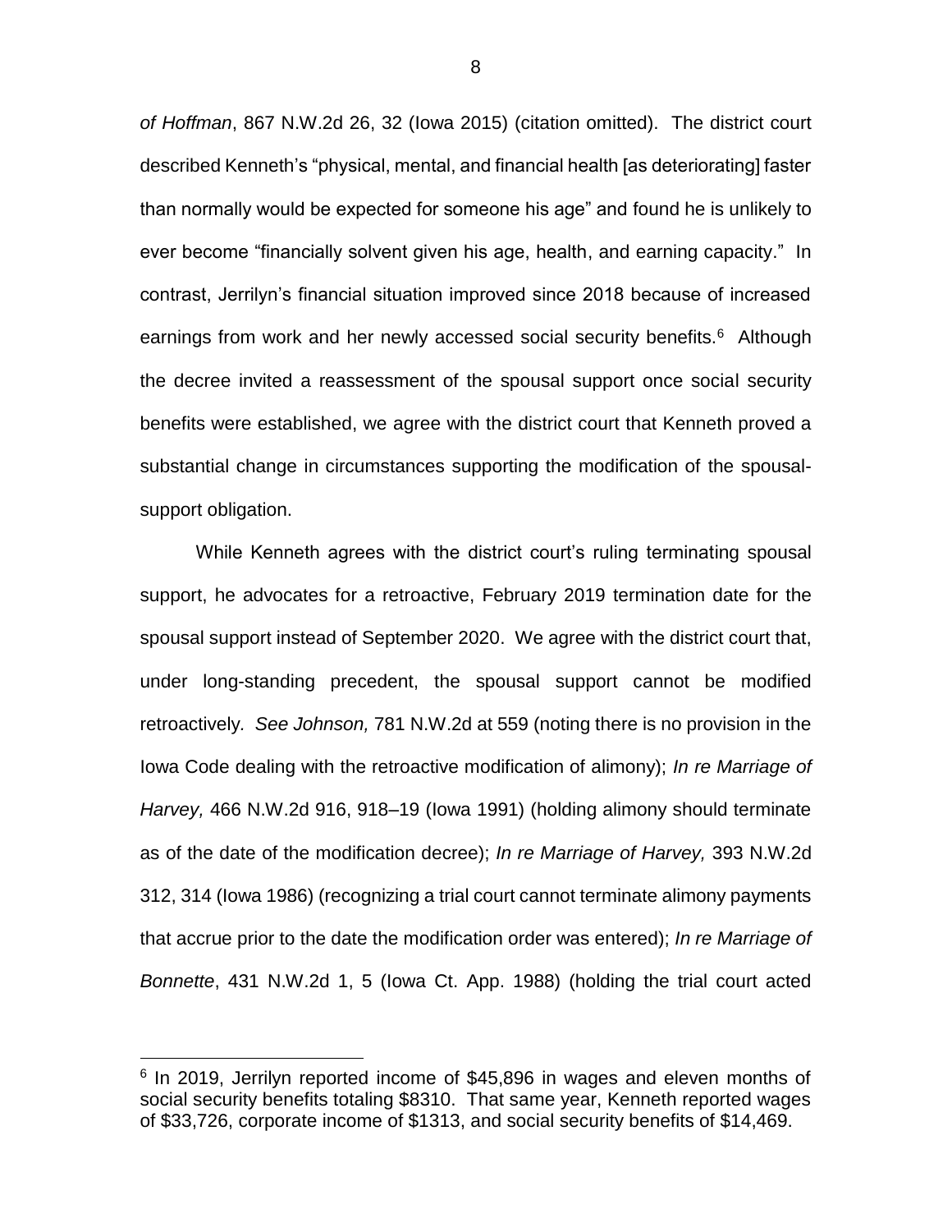*of Hoffman*, 867 N.W.2d 26, 32 (Iowa 2015) (citation omitted). The district court described Kenneth's "physical, mental, and financial health [as deteriorating] faster than normally would be expected for someone his age" and found he is unlikely to ever become "financially solvent given his age, health, and earning capacity." In contrast, Jerrilyn's financial situation improved since 2018 because of increased earnings from work and her newly accessed social security benefits.[6] Although the decree invited a reassessment of the spousal support once social security benefits were established, we agree with the district court that Kenneth proved a substantial change in circumstances supporting the modification of the spousal-support obligation.

While Kenneth agrees with the district court's ruling terminating spousal support, he advocates for a retroactive, February 2019 termination date for the spousal support instead of September 2020. We agree with the district court that, under long-standing precedent, the spousal support cannot be modified retroactively. *See Johnson,* 781 N.W.2d at 559 (noting there is no provision in the Iowa Code dealing with the retroactive modification of alimony); *In re Marriage of Harvey,* 466 N.W.2d 916, 918–19 (Iowa 1991) (holding alimony should terminate as of the date of the modification decree); *In re Marriage of Harvey,* 393 N.W.2d 312, 314 (Iowa 1986) (recognizing a trial court cannot terminate alimony payments that accrue prior to the date the modification order was entered); *In re Marriage of Bonnette*, 431 N.W.2d 1, 5 (Iowa Ct. App. 1988) (holding the trial court acted

---

[6] In 2019, Jerrilyn reported income of $45,896 in wages and eleven months of social security benefits totaling $8310. That same year, Kenneth reported wages of $33,726, corporate income of $1313, and social security benefits of $14,469.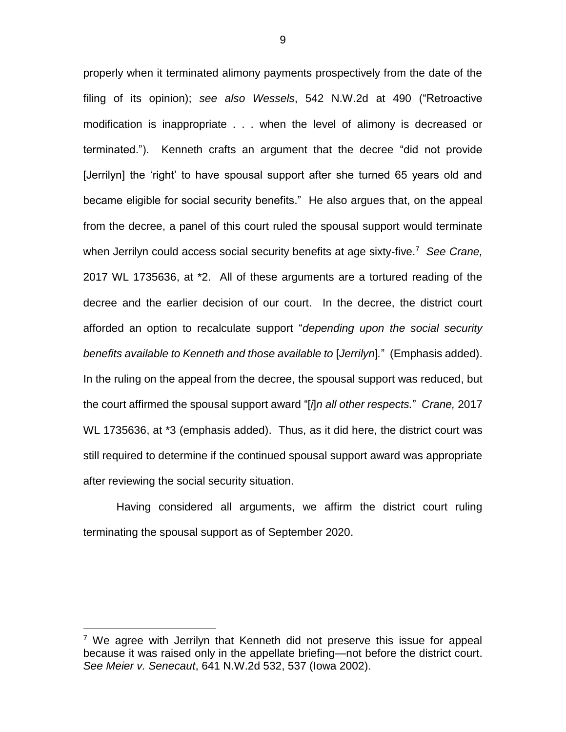properly when it terminated alimony payments prospectively from the date of the filing of its opinion); *see also Wessels*, 542 N.W.2d at 490 ("Retroactive modification is inappropriate . . . when the level of alimony is decreased or terminated."). Kenneth crafts an argument that the decree "did not provide [Jerrilyn] the 'right' to have spousal support after she turned 65 years old and became eligible for social security benefits." He also argues that, on the appeal from the decree, a panel of this court ruled the spousal support would terminate when Jerrilyn could access social security benefits at age sixty-five.[7] *See Crane,* 2017 WL 1735636, at *2. All of these arguments are a tortured reading of the decree and the earlier decision of our court. In the decree, the district court afforded an option to recalculate support "*depending upon the social security benefits available to Kenneth and those available to* [*Jerrilyn*]." (Emphasis added). In the ruling on the appeal from the decree, the spousal support was reduced, but the court affirmed the spousal support award "[*i*]*n all other respects.*" *Crane,* 2017 WL 1735636, at *3 (emphasis added). Thus, as it did here, the district court was still required to determine if the continued spousal support award was appropriate after reviewing the social security situation.

Having considered all arguments, we affirm the district court ruling terminating the spousal support as of September 2020.

---

[7] We agree with Jerrilyn that Kenneth did not preserve this issue for appeal because it was raised only in the appellate briefing—not before the district court. *See Meier v. Senecaut*, 641 N.W.2d 532, 537 (Iowa 2002).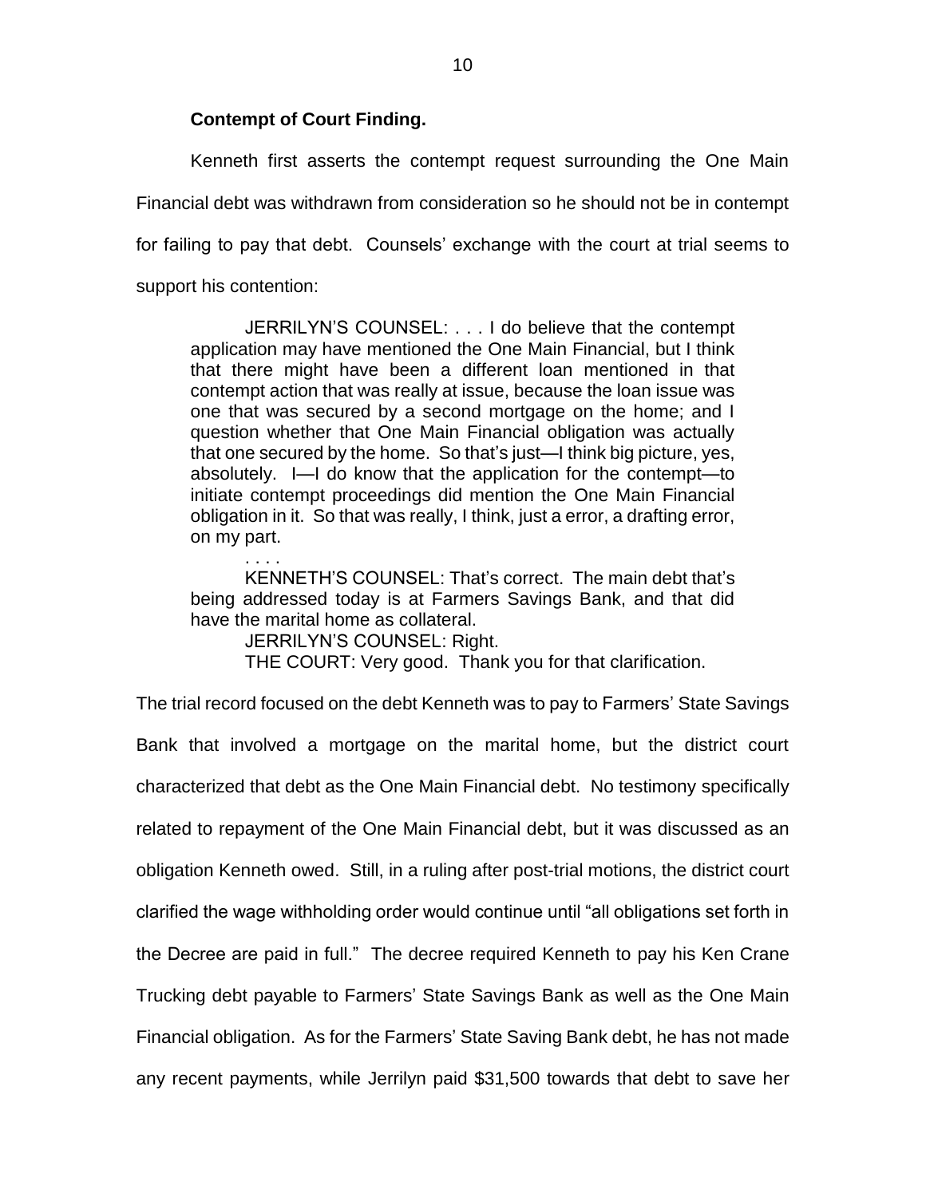**Contempt of Court Finding.**

Kenneth first asserts the contempt request surrounding the One Main Financial debt was withdrawn from consideration so he should not be in contempt for failing to pay that debt. Counsels' exchange with the court at trial seems to support his contention:

> JERRILYN'S COUNSEL: . . . I do believe that the contempt application may have mentioned the One Main Financial, but I think that there might have been a different loan mentioned in that contempt action that was really at issue, because the loan issue was one that was secured by a second mortgage on the home; and I question whether that One Main Financial obligation was actually that one secured by the home. So that's just—I think big picture, yes, absolutely. I—I do know that the application for the contempt—to initiate contempt proceedings did mention the One Main Financial obligation in it. So that was really, I think, just a error, a drafting error, on my part.
>
> . . . .
>
> KENNETH'S COUNSEL: That's correct. The main debt that's being addressed today is at Farmers Savings Bank, and that did have the marital home as collateral.
>
> JERRILYN'S COUNSEL: Right.
>
> THE COURT: Very good. Thank you for that clarification.

The trial record focused on the debt Kenneth was to pay to Farmers' State Savings Bank that involved a mortgage on the marital home, but the district court characterized that debt as the One Main Financial debt. No testimony specifically related to repayment of the One Main Financial debt, but it was discussed as an obligation Kenneth owed. Still, in a ruling after post-trial motions, the district court clarified the wage withholding order would continue until "all obligations set forth in the Decree are paid in full." The decree required Kenneth to pay his Ken Crane Trucking debt payable to Farmers' State Savings Bank as well as the One Main Financial obligation. As for the Farmers' State Saving Bank debt, he has not made any recent payments, while Jerrilyn paid $31,500 towards that debt to save her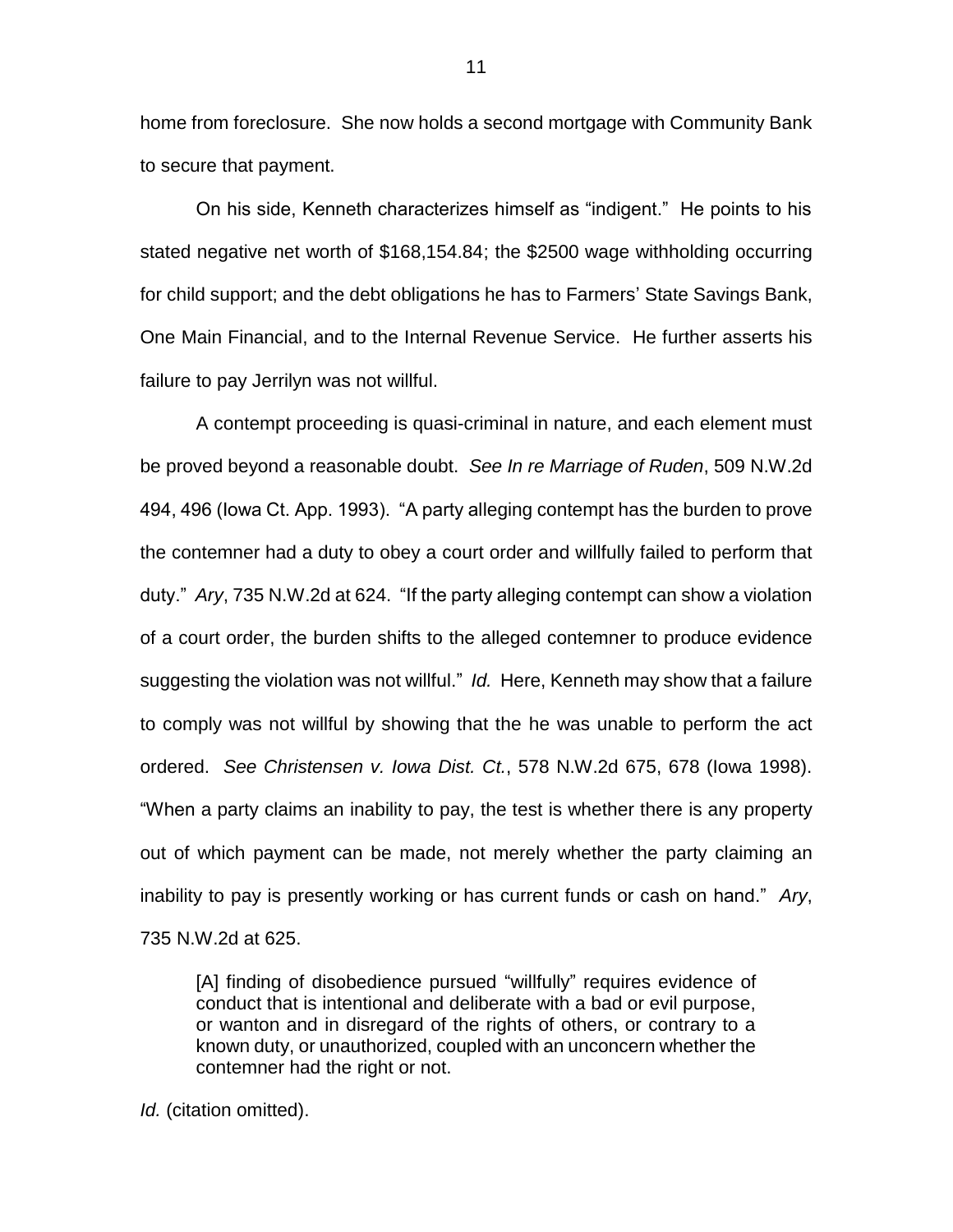home from foreclosure. She now holds a second mortgage with Community Bank to secure that payment.

On his side, Kenneth characterizes himself as "indigent." He points to his stated negative net worth of $168,154.84; the $2500 wage withholding occurring for child support; and the debt obligations he has to Farmers' State Savings Bank, One Main Financial, and to the Internal Revenue Service. He further asserts his failure to pay Jerrilyn was not willful.

A contempt proceeding is quasi-criminal in nature, and each element must be proved beyond a reasonable doubt. *See In re Marriage of Ruden*, 509 N.W.2d 494, 496 (Iowa Ct. App. 1993). "A party alleging contempt has the burden to prove the contemner had a duty to obey a court order and willfully failed to perform that duty." *Ary*, 735 N.W.2d at 624. "If the party alleging contempt can show a violation of a court order, the burden shifts to the alleged contemner to produce evidence suggesting the violation was not willful." *Id.* Here, Kenneth may show that a failure to comply was not willful by showing that the he was unable to perform the act ordered. *See Christensen v. Iowa Dist. Ct.*, 578 N.W.2d 675, 678 (Iowa 1998). "When a party claims an inability to pay, the test is whether there is any property out of which payment can be made, not merely whether the party claiming an inability to pay is presently working or has current funds or cash on hand." *Ary*, 735 N.W.2d at 625.

> [A] finding of disobedience pursued "willfully" requires evidence of conduct that is intentional and deliberate with a bad or evil purpose, or wanton and in disregard of the rights of others, or contrary to a known duty, or unauthorized, coupled with an unconcern whether the contemner had the right or not.

*Id.* (citation omitted).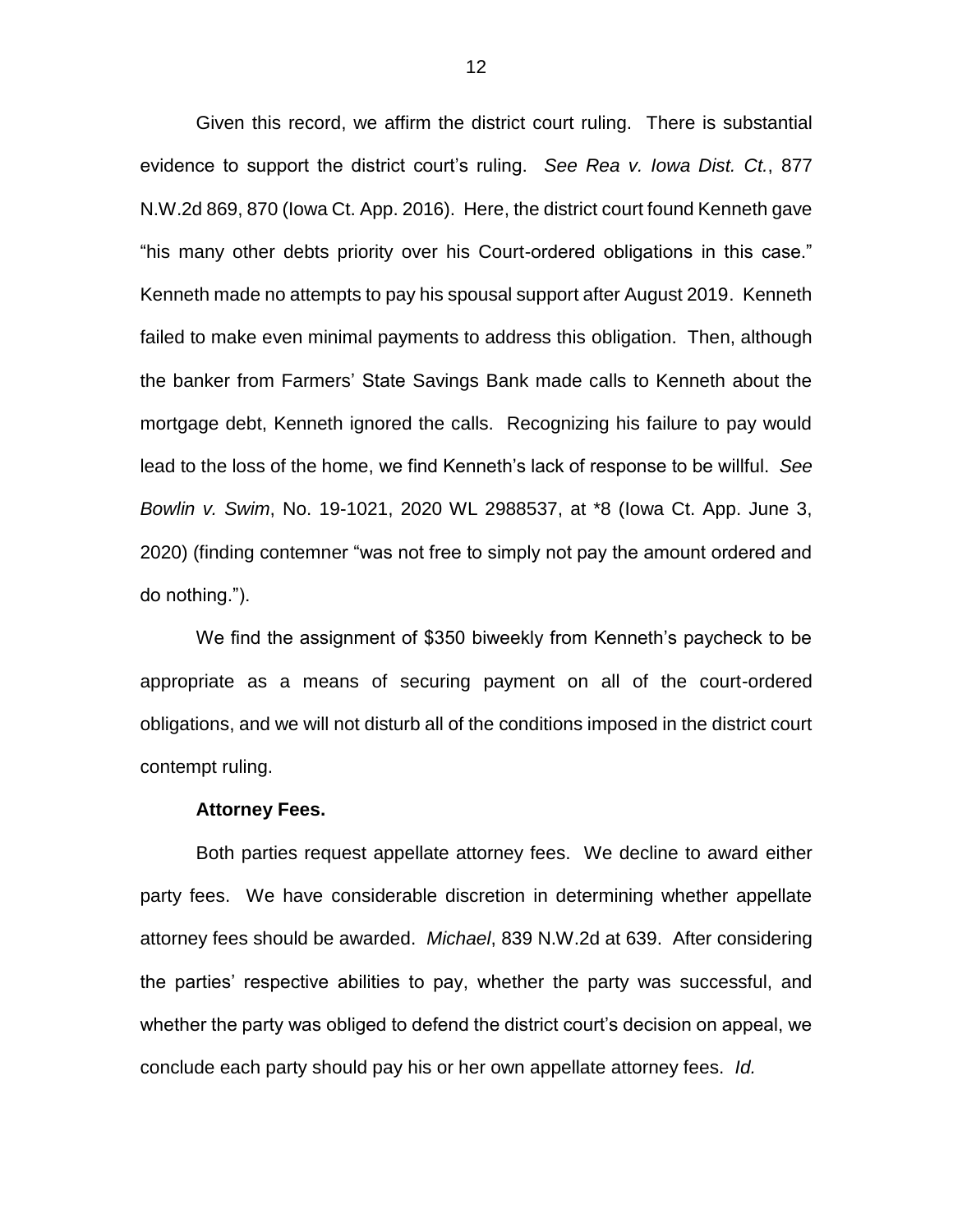Given this record, we affirm the district court ruling. There is substantial evidence to support the district court's ruling. *See Rea v. Iowa Dist. Ct.*, 877 N.W.2d 869, 870 (Iowa Ct. App. 2016). Here, the district court found Kenneth gave "his many other debts priority over his Court-ordered obligations in this case." Kenneth made no attempts to pay his spousal support after August 2019. Kenneth failed to make even minimal payments to address this obligation. Then, although the banker from Farmers' State Savings Bank made calls to Kenneth about the mortgage debt, Kenneth ignored the calls. Recognizing his failure to pay would lead to the loss of the home, we find Kenneth's lack of response to be willful. *See Bowlin v. Swim*, No. 19-1021, 2020 WL 2988537, at *8 (Iowa Ct. App. June 3, 2020) (finding contemner "was not free to simply not pay the amount ordered and do nothing.").

We find the assignment of $350 biweekly from Kenneth's paycheck to be appropriate as a means of securing payment on all of the court-ordered obligations, and we will not disturb all of the conditions imposed in the district court contempt ruling.

**Attorney Fees.**

Both parties request appellate attorney fees. We decline to award either party fees. We have considerable discretion in determining whether appellate attorney fees should be awarded. *Michael*, 839 N.W.2d at 639. After considering the parties' respective abilities to pay, whether the party was successful, and whether the party was obliged to defend the district court's decision on appeal, we conclude each party should pay his or her own appellate attorney fees. *Id.*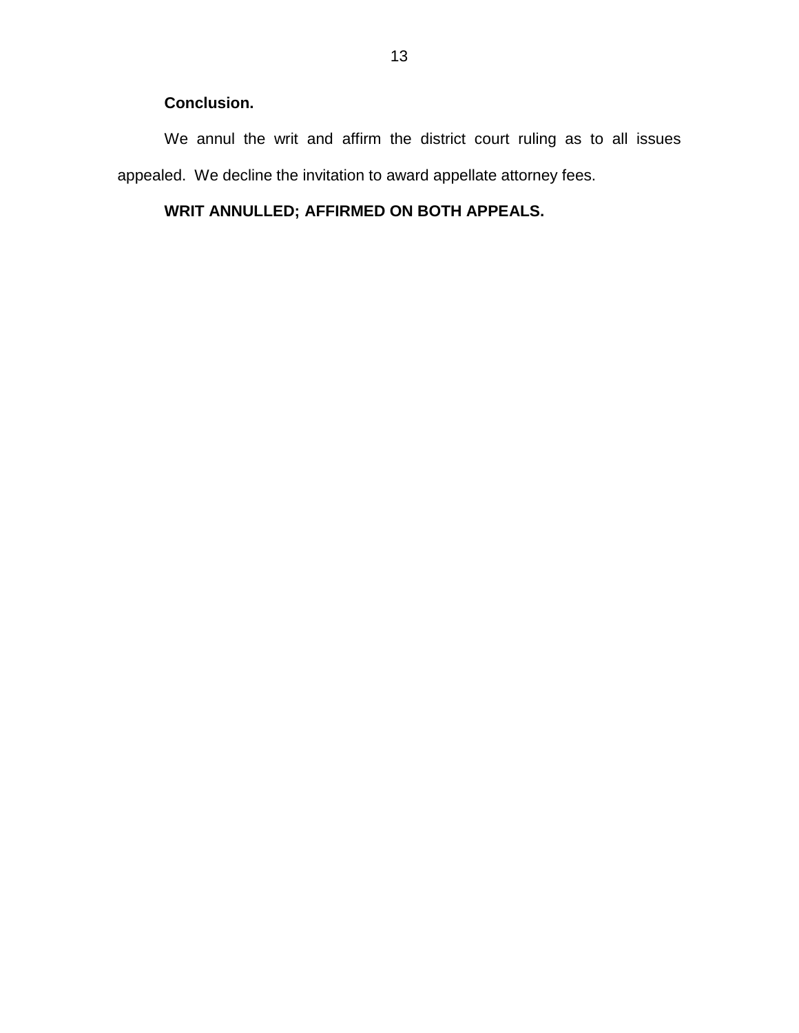**Conclusion.**

We annul the writ and affirm the district court ruling as to all issues appealed. We decline the invitation to award appellate attorney fees.

**WRIT ANNULLED; AFFIRMED ON BOTH APPEALS.**